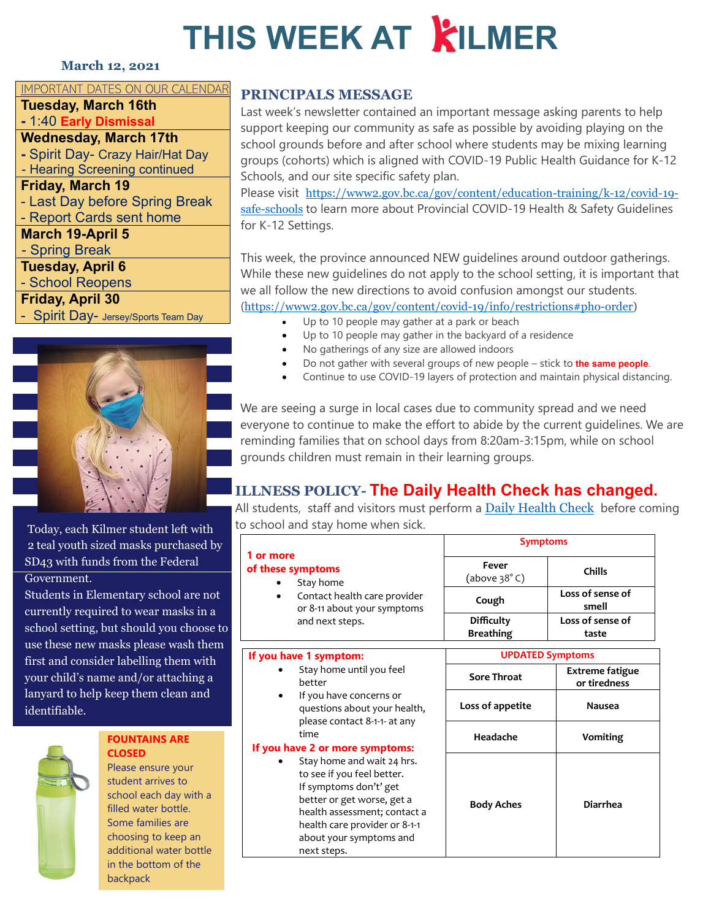# THIS WEEK AT KILMER

**March 12, 2021**

IMPORTANT DATES ON OUR CALENDAR

**Tuesday, March 16th**
- 1:40 **Early Dismissal**

**Wednesday, March 17th**
- Spirit Day- Crazy Hair/Hat Day
- Hearing Screening continued

**Friday, March 19**
- Last Day before Spring Break
- Report Cards sent home

**March 19-April 5**
- Spring Break

**Tuesday, April 6**
- School Reopens

**Friday, April 30**
- Spirit Day- Jersey/Sports Team Day

Today, each Kilmer student left with 2 teal youth sized masks purchased by SD43 with funds from the Federal Government.

Students in Elementary school are not currently required to wear masks in a school setting, but should you choose to use these new masks please wash them first and consider labelling them with your child's name and/or attaching a lanyard to help keep them clean and identifiable.

**FOUNTAINS ARE CLOSED**

Please ensure your student arrives to school each day with a filled water bottle. Some families are choosing to keep an additional water bottle in the bottom of the backpack

## PRINCIPALS MESSAGE

Last week's newsletter contained an important message asking parents to help support keeping our community as safe as possible by avoiding playing on the school grounds before and after school where students may be mixing learning groups (cohorts) which is aligned with COVID-19 Public Health Guidance for K-12 Schools, and our site specific safety plan.

Please visit https://www2.gov.bc.ca/gov/content/education-training/k-12/covid-19-safe-schools to learn more about Provincial COVID-19 Health & Safety Guidelines for K-12 Settings.

This week, the province announced NEW guidelines around outdoor gatherings. While these new guidelines do not apply to the school setting, it is important that we all follow the new directions to avoid confusion amongst our students. (https://www2.gov.bc.ca/gov/content/covid-19/info/restrictions#pho-order)

- Up to 10 people may gather at a park or beach
- Up to 10 people may gather in the backyard of a residence
- No gatherings of any size are allowed indoors
- Do not gather with several groups of new people – stick to **the same people**.
- Continue to use COVID-19 layers of protection and maintain physical distancing.

We are seeing a surge in local cases due to community spread and we need everyone to continue to make the effort to abide by the current guidelines. We are reminding families that on school days from 8:20am-3:15pm, while on school grounds children must remain in their learning groups.

## ILLNESS POLICY- The Daily Health Check has changed.

All students, staff and visitors must perform a Daily Health Check before coming to school and stay home when sick.

| **1 or more of these symptoms** | **Symptoms** | |
|---|---|---|
| • Stay home<br>• Contact health care provider or 8-11 about your symptoms and next steps. | **Fever** (above 38˚ C) | **Chills** |
| | **Cough** | **Loss of sense of smell** |
| | **Difficulty Breathing** | **Loss of sense of taste** |

| **If you have 1 symptom:** | **UPDATED Symptoms** | |
|---|---|---|
| • Stay home until you feel better<br>• If you have concerns or questions about your health, please contact 8-1-1- at any time<br>**If you have 2 or more symptoms:**<br>• Stay home and wait 24 hrs. to see if you feel better. If symptoms don't' get better or get worse, get a health assessment; contact a health care provider or 8-1-1 about your symptoms and next steps. | **Sore Throat** | **Extreme fatigue or tiredness** |
| | **Loss of appetite** | **Nausea** |
| | **Headache** | **Vomiting** |
| | **Body Aches** | **Diarrhea** |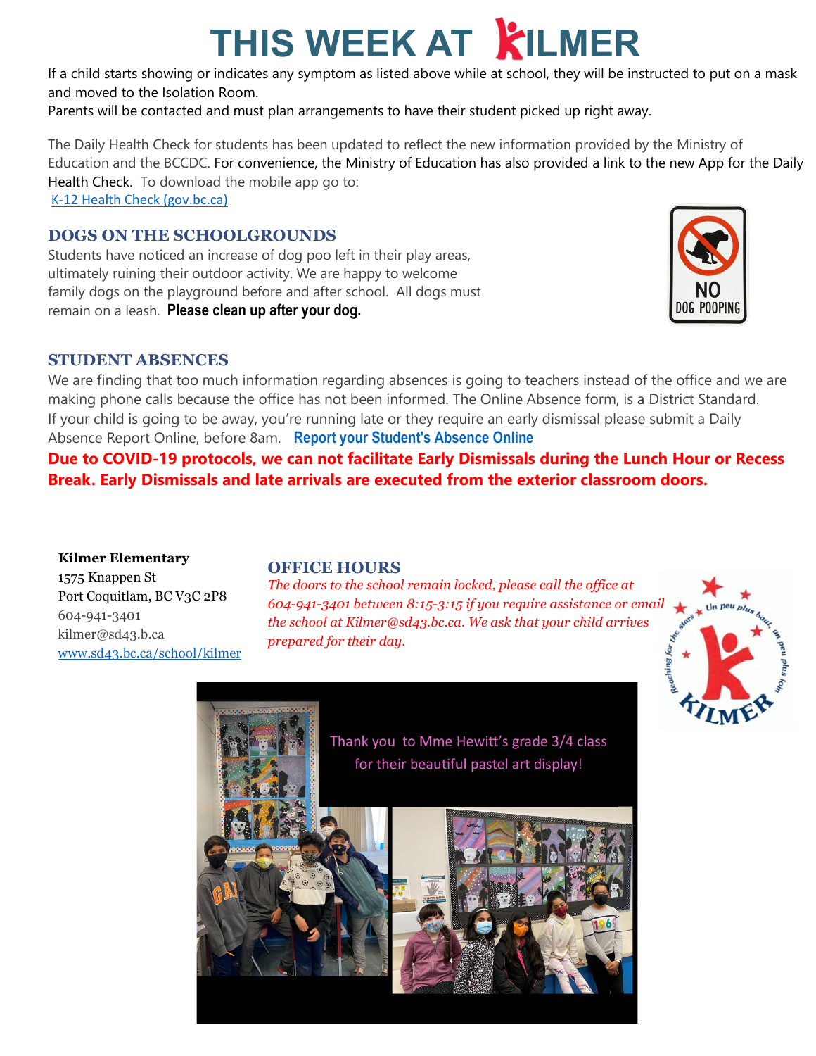# THIS WEEK AT KILMER

If a child starts showing or indicates any symptom as listed above while at school, they will be instructed to put on a mask and moved to the Isolation Room.

Parents will be contacted and must plan arrangements to have their student picked up right away.

The Daily Health Check for students has been updated to reflect the new information provided by the Ministry of Education and the BCCDC. For convenience, the Ministry of Education has also provided a link to the new App for the Daily Health Check. To download the mobile app go to:

[K-12 Health Check (gov.bc.ca)]

## DOGS ON THE SCHOOLGROUNDS

Students have noticed an increase of dog poo left in their play areas, ultimately ruining their outdoor activity. We are happy to welcome family dogs on the playground before and after school. All dogs must remain on a leash. **Please clean up after your dog.**

NO DOG POOPING

## STUDENT ABSENCES

We are finding that too much information regarding absences is going to teachers instead of the office and we are making phone calls because the office has not been informed. The Online Absence form, is a District Standard. If your child is going to be away, you're running late or they require an early dismissal please submit a Daily Absence Report Online, before 8am. **Report your Student's Absence Online**

**Due to COVID-19 protocols, we can not facilitate Early Dismissals during the Lunch Hour or Recess Break. Early Dismissals and late arrivals are executed from the exterior classroom doors.**

**Kilmer Elementary**
1575 Knappen St
Port Coquitlam, BC V3C 2P8
604-941-3401
kilmer@sd43.b.ca
www.sd43.bc.ca/school/kilmer

## OFFICE HOURS

*The doors to the school remain locked, please call the office at 604-941-3401 between 8:15-3:15 if you require assistance or email the school at Kilmer@sd43.bc.ca. We ask that your child arrives prepared for their day.*

Thank you to Mme Hewitt's grade 3/4 class for their beautiful pastel art display!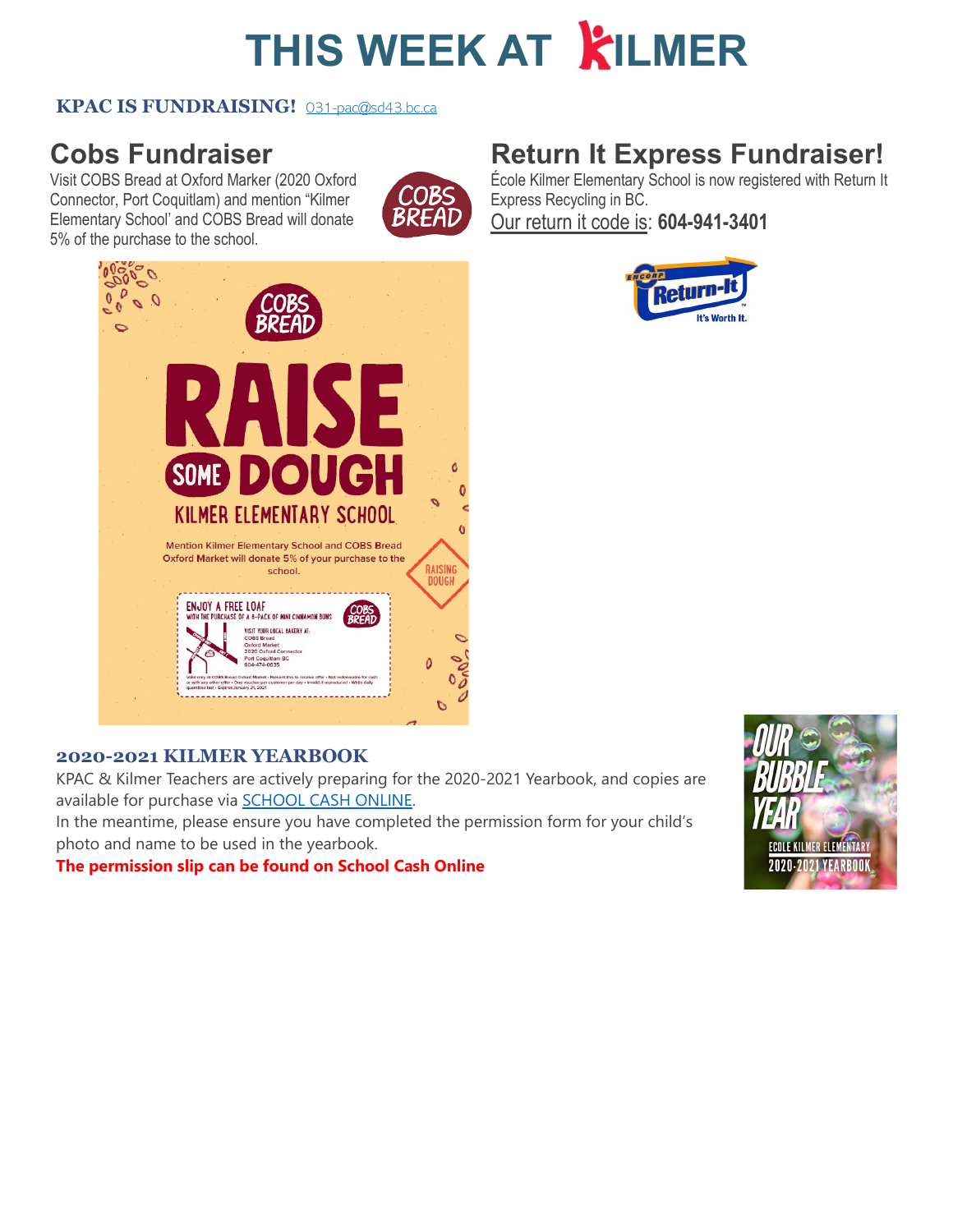# THIS WEEK AT KILMER

**KPAC IS FUNDRAISING!** 031-pac@sd43.bc.ca

## Cobs Fundraiser

Visit COBS Bread at Oxford Marker (2020 Oxford Connector, Port Coquitlam) and mention "Kilmer Elementary School' and COBS Bread will donate 5% of the purchase to the school.

## Return It Express Fundraiser!

École Kilmer Elementary School is now registered with Return It Express Recycling in BC.

Our return it code is: **604-941-3401**

### 2020-2021 KILMER YEARBOOK

KPAC & Kilmer Teachers are actively preparing for the 2020-2021 Yearbook, and copies are available for purchase via SCHOOL CASH ONLINE.

In the meantime, please ensure you have completed the permission form for your child's photo and name to be used in the yearbook.

**The permission slip can be found on School Cash Online**